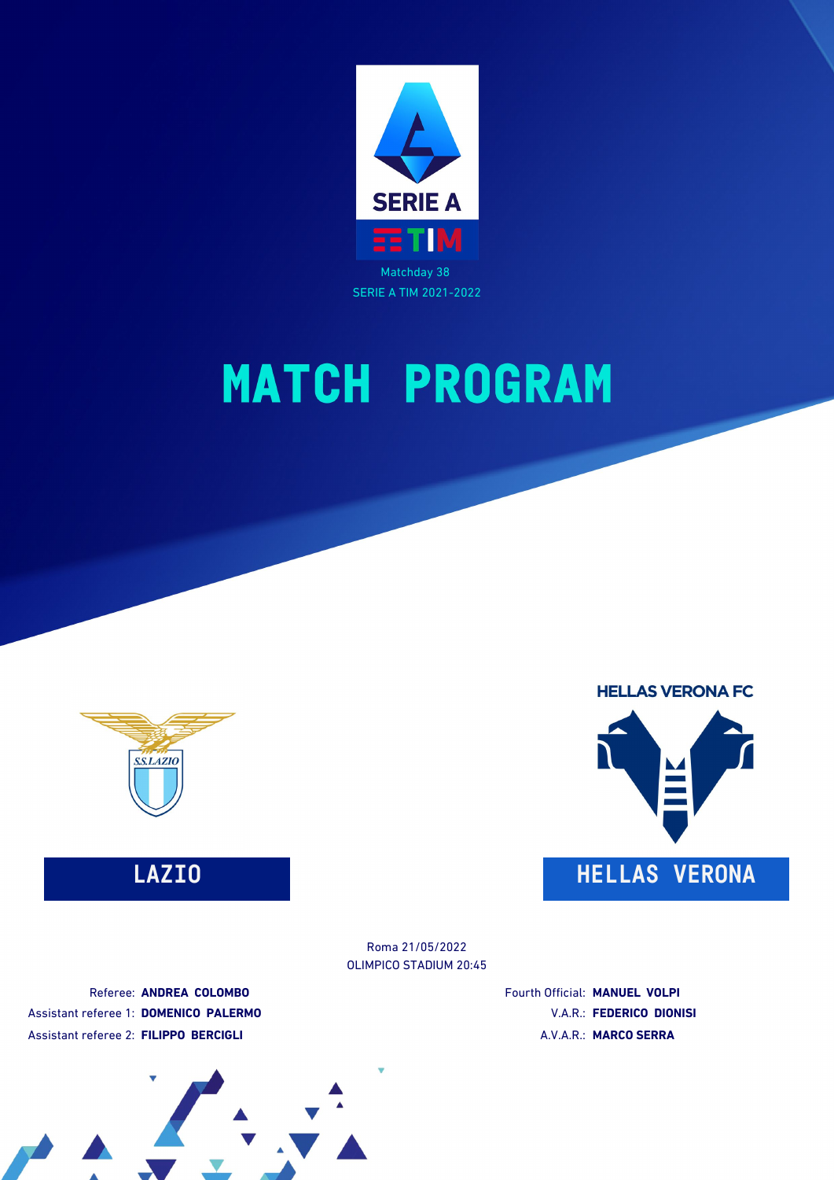Matchday 38

SERIE A TIM 2021-2022

# MATCH PROGRAM

HELLAS VERONA FC

**LAZIO** | **HELLAS VERONA**

Roma 21/05/2022

OLIMPICO STADIUM 20:45

Referee: **ANDREA COLOMBO**

Assistant referee 1: **DOMENICO PALERMO**

Assistant referee 2: **FILIPPO BERCIGLI**

Fourth Official: **MANUEL VOLPI**

V.A.R.: **FEDERICO DIONISI**

A.V.A.R.: **MARCO SERRA**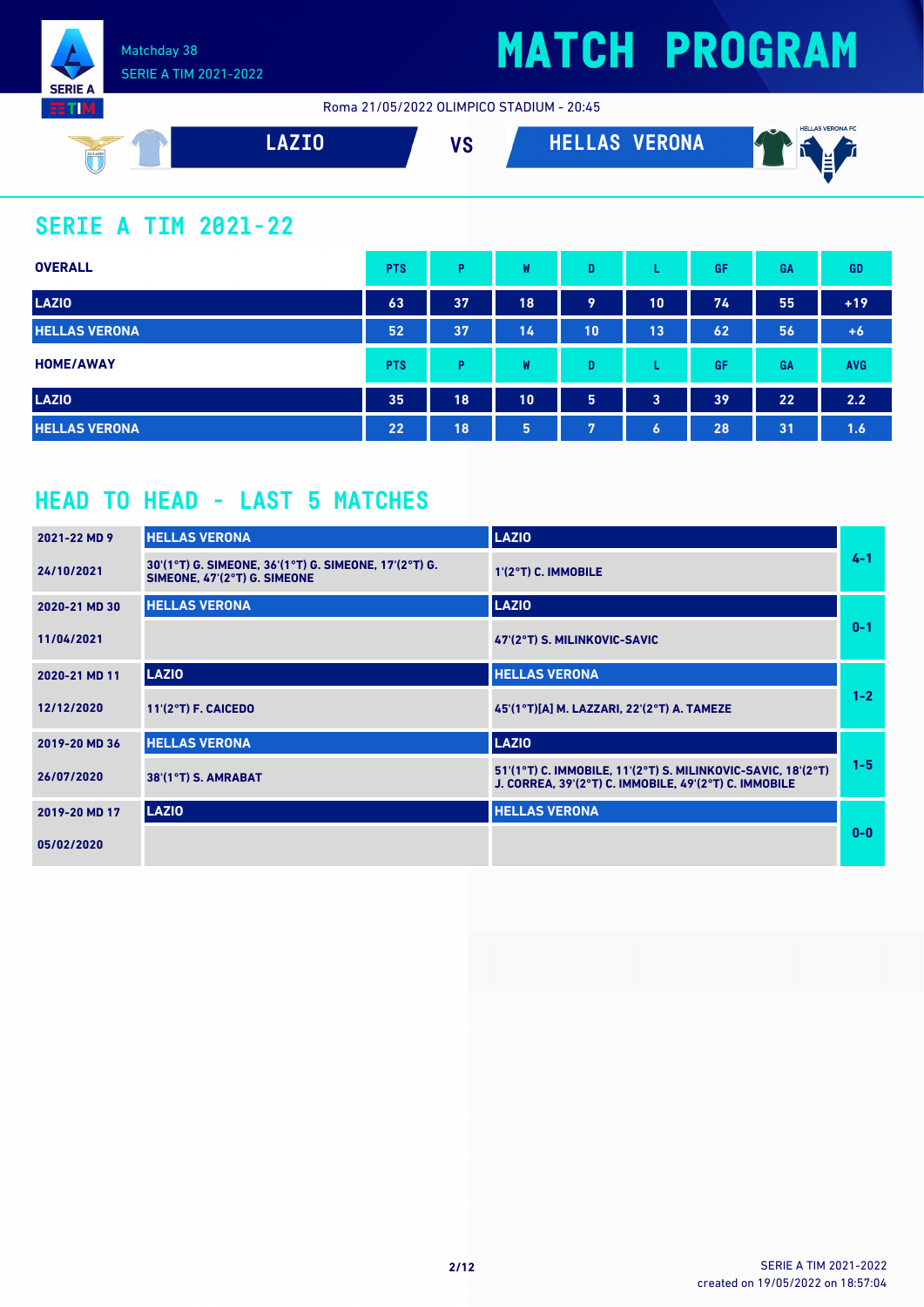# MATCH PROGRAM

Matchday 38
SERIE A TIM 2021-2022

Roma 21/05/2022 OLIMPICO STADIUM - 20:45

**LAZIO** VS **HELLAS VERONA**

## SERIE A TIM 2021-22

| OVERALL | PTS | P | W | D | L | GF | GA | GD |
|---|---|---|---|---|---|---|---|---|
| LAZIO | 63 | 37 | 18 | 9 | 10 | 74 | 55 | +19 |
| HELLAS VERONA | 52 | 37 | 14 | 10 | 13 | 62 | 56 | +6 |

| HOME/AWAY | PTS | P | W | D | L | GF | GA | AVG |
|---|---|---|---|---|---|---|---|---|
| LAZIO | 35 | 18 | 10 | 5 | 3 | 39 | 22 | 2.2 |
| HELLAS VERONA | 22 | 18 | 5 | 7 | 6 | 28 | 31 | 1.6 |

## HEAD TO HEAD - LAST 5 MATCHES

| Match | Home | Away | Result |
|---|---|---|---|
| 2021-22 MD 9 | HELLAS VERONA | LAZIO | 4-1 |
| 24/10/2021 | 30'(1°T) G. SIMEONE, 36'(1°T) G. SIMEONE, 17'(2°T) G. SIMEONE, 47'(2°T) G. SIMEONE | 1'(2°T) C. IMMOBILE | |
| 2020-21 MD 30 | HELLAS VERONA | LAZIO | 0-1 |
| 11/04/2021 | | 47'(2°T) S. MILINKOVIC-SAVIC | |
| 2020-21 MD 11 | LAZIO | HELLAS VERONA | 1-2 |
| 12/12/2020 | 11'(2°T) F. CAICEDO | 45'(1°T)[A] M. LAZZARI, 22'(2°T) A. TAMEZE | |
| 2019-20 MD 36 | HELLAS VERONA | LAZIO | 1-5 |
| 26/07/2020 | 38'(1°T) S. AMRABAT | 51'(1°T) C. IMMOBILE, 11'(2°T) S. MILINKOVIC-SAVIC, 18'(2°T) J. CORREA, 39'(2°T) C. IMMOBILE, 49'(2°T) C. IMMOBILE | |
| 2019-20 MD 17 | LAZIO | HELLAS VERONA | 0-0 |
| 05/02/2020 | | | |

SERIE A TIM 2021-2022
created on 19/05/2022 on 18:57:04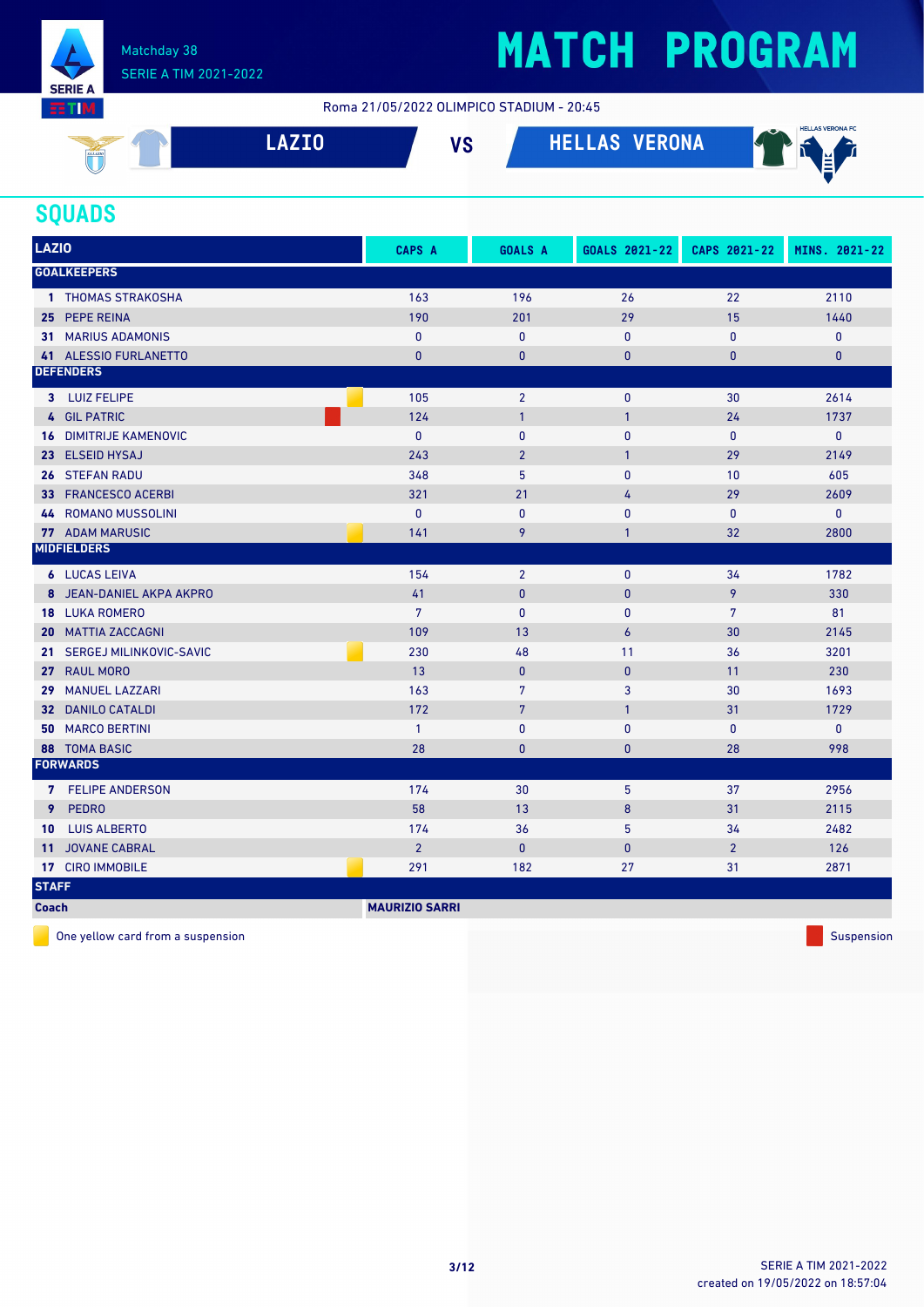Matchday 38
SERIE A TIM 2021-2022

# MATCH PROGRAM

Roma 21/05/2022 OLIMPICO STADIUM - 20:45

**LAZIO** VS **HELLAS VERONA**

## SQUADS

| LAZIO | CAPS A | GOALS A | GOALS 2021-22 | CAPS 2021-22 | MINS. 2021-22 |
|---|---|---|---|---|---|
| **GOALKEEPERS** | | | | | |
| 1 THOMAS STRAKOSHA | 163 | 196 | 26 | 22 | 2110 |
| 25 PEPE REINA | 190 | 201 | 29 | 15 | 1440 |
| 31 MARIUS ADAMONIS | 0 | 0 | 0 | 0 | 0 |
| 41 ALESSIO FURLANETTO | 0 | 0 | 0 | 0 | 0 |
| **DEFENDERS** | | | | | |
| 3 LUIZ FELIPE (One yellow card from a suspension) | 105 | 2 | 0 | 30 | 2614 |
| 4 GIL PATRIC (Suspension) | 124 | 1 | 1 | 24 | 1737 |
| 16 DIMITRIJE KAMENOVIC | 0 | 0 | 0 | 0 | 0 |
| 23 ELSEID HYSAJ | 243 | 2 | 1 | 29 | 2149 |
| 26 STEFAN RADU | 348 | 5 | 0 | 10 | 605 |
| 33 FRANCESCO ACERBI | 321 | 21 | 4 | 29 | 2609 |
| 44 ROMANO MUSSOLINI | 0 | 0 | 0 | 0 | 0 |
| 77 ADAM MARUSIC (One yellow card from a suspension) | 141 | 9 | 1 | 32 | 2800 |
| **MIDFIELDERS** | | | | | |
| 6 LUCAS LEIVA | 154 | 2 | 0 | 34 | 1782 |
| 8 JEAN-DANIEL AKPA AKPRO | 41 | 0 | 0 | 9 | 330 |
| 18 LUKA ROMERO | 7 | 0 | 0 | 7 | 81 |
| 20 MATTIA ZACCAGNI | 109 | 13 | 6 | 30 | 2145 |
| 21 SERGEJ MILINKOVIC-SAVIC (One yellow card from a suspension) | 230 | 48 | 11 | 36 | 3201 |
| 27 RAUL MORO | 13 | 0 | 0 | 11 | 230 |
| 29 MANUEL LAZZARI | 163 | 7 | 3 | 30 | 1693 |
| 32 DANILO CATALDI | 172 | 7 | 1 | 31 | 1729 |
| 50 MARCO BERTINI | 1 | 0 | 0 | 0 | 0 |
| 88 TOMA BASIC | 28 | 0 | 0 | 28 | 998 |
| **FORWARDS** | | | | | |
| 7 FELIPE ANDERSON | 174 | 30 | 5 | 37 | 2956 |
| 9 PEDRO | 58 | 13 | 8 | 31 | 2115 |
| 10 LUIS ALBERTO | 174 | 36 | 5 | 34 | 2482 |
| 11 JOVANE CABRAL | 2 | 0 | 0 | 2 | 126 |
| 17 CIRO IMMOBILE (One yellow card from a suspension) | 291 | 182 | 27 | 31 | 2871 |
| **STAFF** | | | | | |
| Coach | MAURIZIO SARRI | | | | |

One yellow card from a suspension — Suspension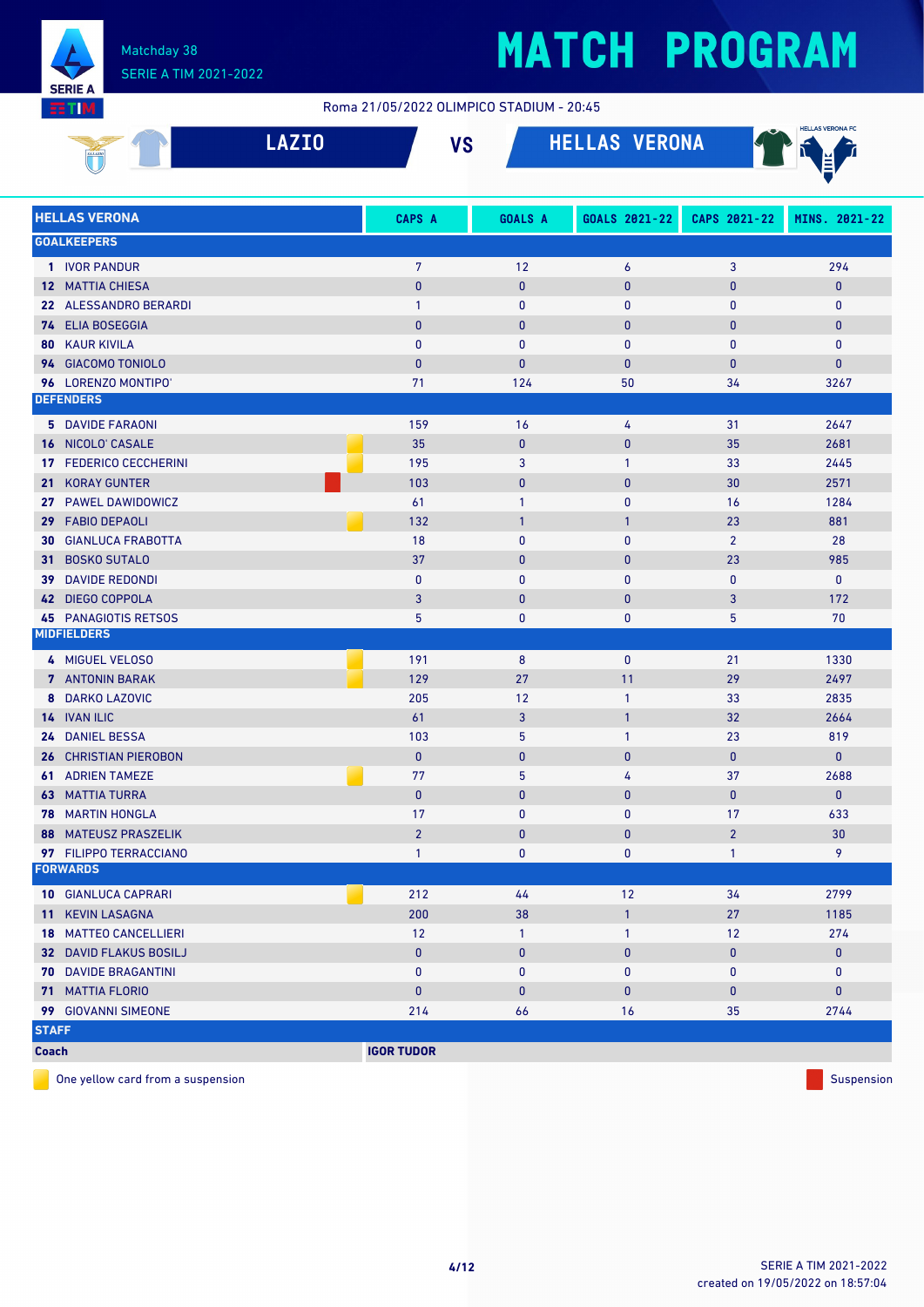# MATCH PROGRAM

Matchday 38
SERIE A TIM 2021-2022

Roma 21/05/2022 OLIMPICO STADIUM - 20:45

## LAZIO VS HELLAS VERONA

| HELLAS VERONA | | CAPS A | GOALS A | GOALS 2021-22 | CAPS 2021-22 | MINS. 2021-22 |
|---|---|---|---|---|---|---|
| **GOALKEEPERS** | | | | | | |
| 1 | IVOR PANDUR | 7 | 12 | 6 | 3 | 294 |
| 12 | MATTIA CHIESA | 0 | 0 | 0 | 0 | 0 |
| 22 | ALESSANDRO BERARDI | 1 | 0 | 0 | 0 | 0 |
| 74 | ELIA BOSEGGIA | 0 | 0 | 0 | 0 | 0 |
| 80 | KAUR KIVILA | 0 | 0 | 0 | 0 | 0 |
| 94 | GIACOMO TONIOLO | 0 | 0 | 0 | 0 | 0 |
| 96 | LORENZO MONTIPO' | 71 | 124 | 50 | 34 | 3267 |
| **DEFENDERS** | | | | | | |
| 5 | DAVIDE FARAONI | 159 | 16 | 4 | 31 | 2647 |
| 16 | NICOLO' CASALE (one yellow card from a suspension) | 35 | 0 | 0 | 35 | 2681 |
| 17 | FEDERICO CECCHERINI | 195 | 3 | 1 | 33 | 2445 |
| 21 | KORAY GUNTER (suspension) | 103 | 0 | 0 | 30 | 2571 |
| 27 | PAWEL DAWIDOWICZ | 61 | 1 | 0 | 16 | 1284 |
| 29 | FABIO DEPAOLI (one yellow card from a suspension) | 132 | 1 | 1 | 23 | 881 |
| 30 | GIANLUCA FRABOTTA | 18 | 0 | 0 | 2 | 28 |
| 31 | BOSKO SUTALO | 37 | 0 | 0 | 23 | 985 |
| 39 | DAVIDE REDONDI | 0 | 0 | 0 | 0 | 0 |
| 42 | DIEGO COPPOLA | 3 | 0 | 0 | 3 | 172 |
| 45 | PANAGIOTIS RETSOS | 5 | 0 | 0 | 5 | 70 |
| **MIDFIELDERS** | | | | | | |
| 4 | MIGUEL VELOSO (one yellow card from a suspension) | 191 | 8 | 0 | 21 | 1330 |
| 7 | ANTONIN BARAK (one yellow card from a suspension) | 129 | 27 | 11 | 29 | 2497 |
| 8 | DARKO LAZOVIC | 205 | 12 | 1 | 33 | 2835 |
| 14 | IVAN ILIC | 61 | 3 | 1 | 32 | 2664 |
| 24 | DANIEL BESSA | 103 | 5 | 1 | 23 | 819 |
| 26 | CHRISTIAN PIEROBON | 0 | 0 | 0 | 0 | 0 |
| 61 | ADRIEN TAMEZE (one yellow card from a suspension) | 77 | 5 | 4 | 37 | 2688 |
| 63 | MATTIA TURRA | 0 | 0 | 0 | 0 | 0 |
| 78 | MARTIN HONGLA | 17 | 0 | 0 | 17 | 633 |
| 88 | MATEUSZ PRASZELIK | 2 | 0 | 0 | 2 | 30 |
| 97 | FILIPPO TERRACCIANO | 1 | 0 | 0 | 1 | 9 |
| **FORWARDS** | | | | | | |
| 10 | GIANLUCA CAPRARI (one yellow card from a suspension) | 212 | 44 | 12 | 34 | 2799 |
| 11 | KEVIN LASAGNA | 200 | 38 | 1 | 27 | 1185 |
| 18 | MATTEO CANCELLIERI | 12 | 1 | 1 | 12 | 274 |
| 32 | DAVID FLAKUS BOSILJ | 0 | 0 | 0 | 0 | 0 |
| 70 | DAVIDE BRAGANTINI | 0 | 0 | 0 | 0 | 0 |
| 71 | MATTIA FLORIO | 0 | 0 | 0 | 0 | 0 |
| 99 | GIOVANNI SIMEONE | 214 | 66 | 16 | 35 | 2744 |
| **STAFF** | | | | | | |
| **Coach** | | **IGOR TUDOR** | | | | |

One yellow card from a suspension — Suspension

SERIE A TIM 2021-2022
created on 19/05/2022 on 18:57:04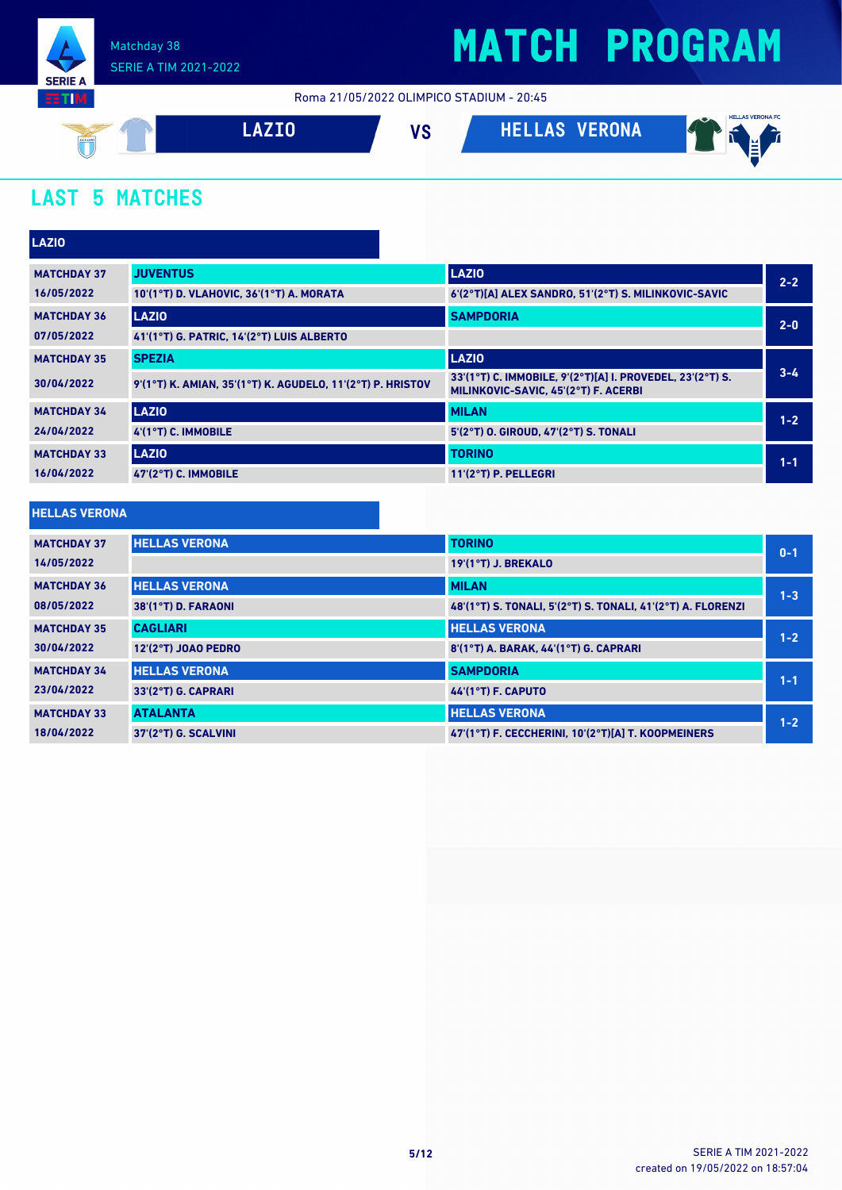Matchday 38
SERIE A TIM 2021-2022

# MATCH PROGRAM

Roma 21/05/2022 OLIMPICO STADIUM - 20:45

**LAZIO** VS **HELLAS VERONA**

## LAST 5 MATCHES

### LAZIO

| Matchday | Home | Away | Score |
|---|---|---|---|
| MATCHDAY 37 16/05/2022 | JUVENTUS<br>10'(1°T) D. VLAHOVIC, 36'(1°T) A. MORATA | LAZIO<br>6'(2°T)[A] ALEX SANDRO, 51'(2°T) S. MILINKOVIC-SAVIC | 2-2 |
| MATCHDAY 36 07/05/2022 | LAZIO<br>41'(1°T) G. PATRIC, 14'(2°T) LUIS ALBERTO | SAMPDORIA | 2-0 |
| MATCHDAY 35 30/04/2022 | SPEZIA<br>9'(1°T) K. AMIAN, 35'(1°T) K. AGUDELO, 11'(2°T) P. HRISTOV | LAZIO<br>33'(1°T) C. IMMOBILE, 9'(2°T)[A] I. PROVEDEL, 23'(2°T) S. MILINKOVIC-SAVIC, 45'(2°T) F. ACERBI | 3-4 |
| MATCHDAY 34 24/04/2022 | LAZIO<br>4'(1°T) C. IMMOBILE | MILAN<br>5'(2°T) O. GIROUD, 47'(2°T) S. TONALI | 1-2 |
| MATCHDAY 33 16/04/2022 | LAZIO<br>47'(2°T) C. IMMOBILE | TORINO<br>11'(2°T) P. PELLEGRI | 1-1 |

### HELLAS VERONA

| Matchday | Home | Away | Score |
|---|---|---|---|
| MATCHDAY 37 14/05/2022 | HELLAS VERONA | TORINO<br>19'(1°T) J. BREKALO | 0-1 |
| MATCHDAY 36 08/05/2022 | HELLAS VERONA<br>38'(1°T) D. FARAONI | MILAN<br>48'(1°T) S. TONALI, 5'(2°T) S. TONALI, 41'(2°T) A. FLORENZI | 1-3 |
| MATCHDAY 35 30/04/2022 | CAGLIARI<br>12'(2°T) JOAO PEDRO | HELLAS VERONA<br>8'(1°T) A. BARAK, 44'(1°T) G. CAPRARI | 1-2 |
| MATCHDAY 34 23/04/2022 | HELLAS VERONA<br>33'(2°T) G. CAPRARI | SAMPDORIA<br>44'(1°T) F. CAPUTO | 1-1 |
| MATCHDAY 33 18/04/2022 | ATALANTA<br>37'(2°T) G. SCALVINI | HELLAS VERONA<br>47'(1°T) F. CECCHERINI, 10'(2°T)[A] T. KOOPMEINERS | 1-2 |

created on 19/05/2022 on 18:57:04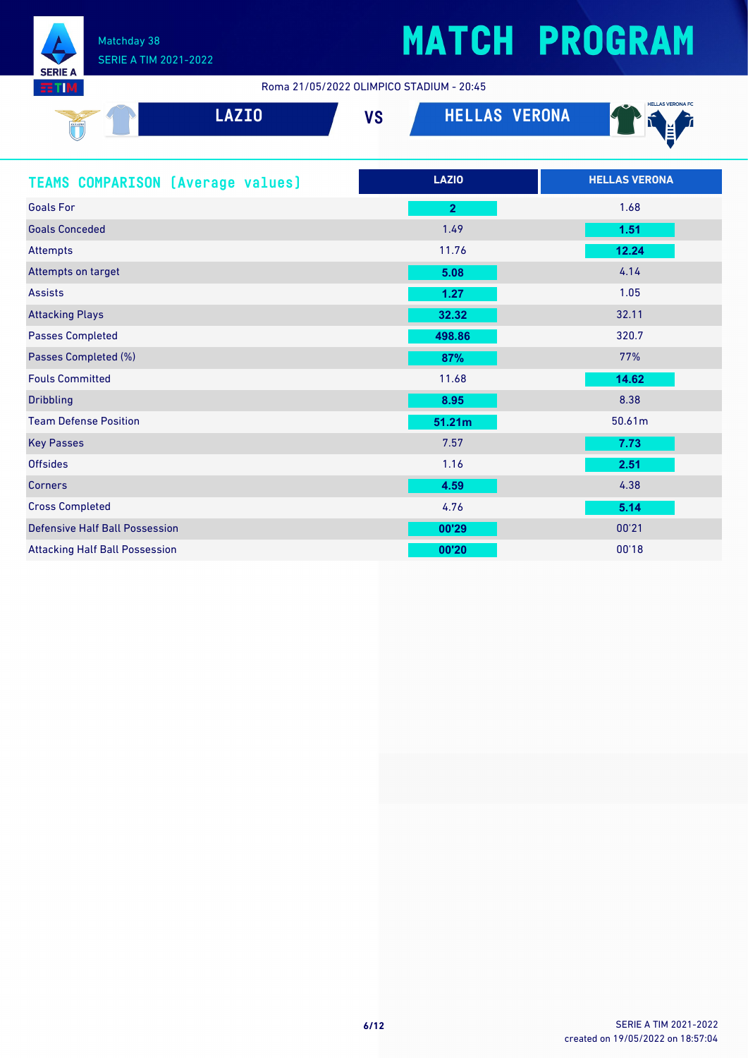# MATCH PROGRAM

Matchday 38
SERIE A TIM 2021-2022

Roma 21/05/2022 OLIMPICO STADIUM - 20:45

**LAZIO** VS **HELLAS VERONA**

## TEAMS COMPARISON (Average values)

| | LAZIO | HELLAS VERONA |
|---|---|---|
| Goals For | **2** | 1.68 |
| Goals Conceded | 1.49 | **1.51** |
| Attempts | 11.76 | **12.24** |
| Attempts on target | **5.08** | 4.14 |
| Assists | **1.27** | 1.05 |
| Attacking Plays | **32.32** | 32.11 |
| Passes Completed | **498.86** | 320.7 |
| Passes Completed (%) | **87%** | 77% |
| Fouls Committed | 11.68 | **14.62** |
| Dribbling | **8.95** | 8.38 |
| Team Defense Position | **51.21m** | 50.61m |
| Key Passes | 7.57 | **7.73** |
| Offsides | 1.16 | **2.51** |
| Corners | **4.59** | 4.38 |
| Cross Completed | 4.76 | **5.14** |
| Defensive Half Ball Possession | **00'29** | 00'21 |
| Attacking Half Ball Possession | **00'20** | 00'18 |

SERIE A TIM 2021-2022
created on 19/05/2022 on 18:57:04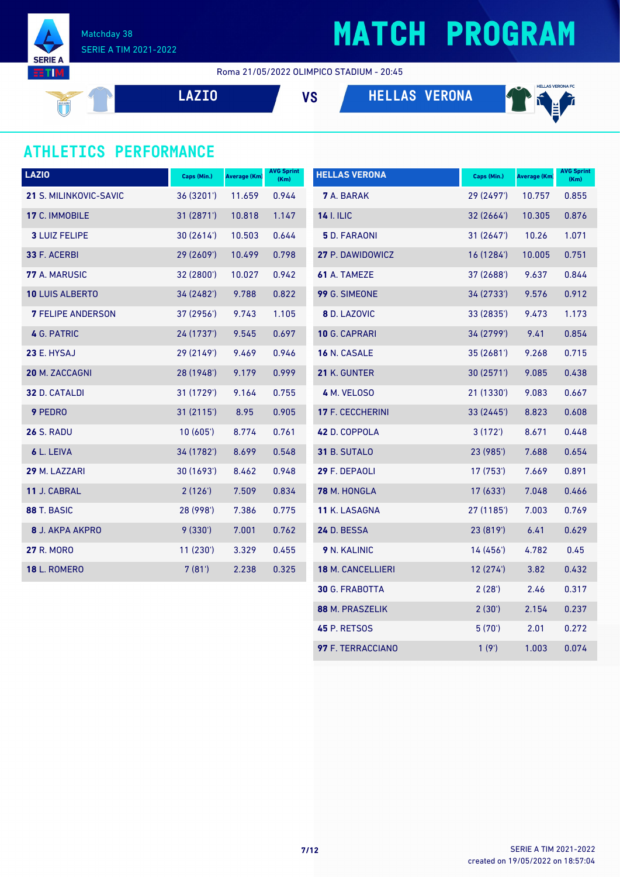# MATCH PROGRAM

Matchday 38
SERIE A TIM 2021-2022

Roma 21/05/2022 OLIMPICO STADIUM - 20:45

**LAZIO** VS **HELLAS VERONA**

## ATHLETICS PERFORMANCE

| LAZIO | Caps (Min.) | Average (Km) | AVG Sprint (Km) |
|---|---|---|---|
| **21** S. MILINKOVIC-SAVIC | 36 (3201') | 11.659 | 0.944 |
| **17** C. IMMOBILE | 31 (2871') | 10.818 | 1.147 |
| **3** LUIZ FELIPE | 30 (2614') | 10.503 | 0.644 |
| **33** F. ACERBI | 29 (2609') | 10.499 | 0.798 |
| **77** A. MARUSIC | 32 (2800') | 10.027 | 0.942 |
| **10** LUIS ALBERTO | 34 (2482') | 9.788 | 0.822 |
| **7** FELIPE ANDERSON | 37 (2956') | 9.743 | 1.105 |
| **4** G. PATRIC | 24 (1737') | 9.545 | 0.697 |
| **23** E. HYSAJ | 29 (2149') | 9.469 | 0.946 |
| **20** M. ZACCAGNI | 28 (1948') | 9.179 | 0.999 |
| **32** D. CATALDI | 31 (1729') | 9.164 | 0.755 |
| **9** PEDRO | 31 (2115') | 8.95 | 0.905 |
| **26** S. RADU | 10 (605') | 8.774 | 0.761 |
| **6** L. LEIVA | 34 (1782') | 8.699 | 0.548 |
| **29** M. LAZZARI | 30 (1693') | 8.462 | 0.948 |
| **11** J. CABRAL | 2 (126') | 7.509 | 0.834 |
| **88** T. BASIC | 28 (998') | 7.386 | 0.775 |
| **8** J. AKPA AKPRO | 9 (330') | 7.001 | 0.762 |
| **27** R. MORO | 11 (230') | 3.329 | 0.455 |
| **18** L. ROMERO | 7 (81') | 2.238 | 0.325 |

| HELLAS VERONA | Caps (Min.) | Average (Km) | AVG Sprint (Km) |
|---|---|---|---|
| **7** A. BARAK | 29 (2497') | 10.757 | 0.855 |
| **14** I. ILIC | 32 (2664') | 10.305 | 0.876 |
| **5** D. FARAONI | 31 (2647') | 10.26 | 1.071 |
| **27** P. DAWIDOWICZ | 16 (1284') | 10.005 | 0.751 |
| **61** A. TAMEZE | 37 (2688') | 9.637 | 0.844 |
| **99** G. SIMEONE | 34 (2733') | 9.576 | 0.912 |
| **8** D. LAZOVIC | 33 (2835') | 9.473 | 1.173 |
| **10** G. CAPRARI | 34 (2799') | 9.41 | 0.854 |
| **16** N. CASALE | 35 (2681') | 9.268 | 0.715 |
| **21** K. GUNTER | 30 (2571') | 9.085 | 0.438 |
| **4** M. VELOSO | 21 (1330') | 9.083 | 0.667 |
| **17** F. CECCHERINI | 33 (2445') | 8.823 | 0.608 |
| **42** D. COPPOLA | 3 (172') | 8.671 | 0.448 |
| **31** B. SUTALO | 23 (985') | 7.688 | 0.654 |
| **29** F. DEPAOLI | 17 (753') | 7.669 | 0.891 |
| **78** M. HONGLA | 17 (633') | 7.048 | 0.466 |
| **11** K. LASAGNA | 27 (1185') | 7.003 | 0.769 |
| **24** D. BESSA | 23 (819') | 6.41 | 0.629 |
| **9** N. KALINIC | 14 (456') | 4.782 | 0.45 |
| **18** M. CANCELLIERI | 12 (274') | 3.82 | 0.432 |
| **30** G. FRABOTTA | 2 (28') | 2.46 | 0.317 |
| **88** M. PRASZELIK | 2 (30') | 2.154 | 0.237 |
| **45** P. RETSOS | 5 (70') | 2.01 | 0.272 |
| **97** F. TERRACCIANO | 1 (9') | 1.003 | 0.074 |

SERIE A TIM 2021-2022
created on 19/05/2022 on 18:57:04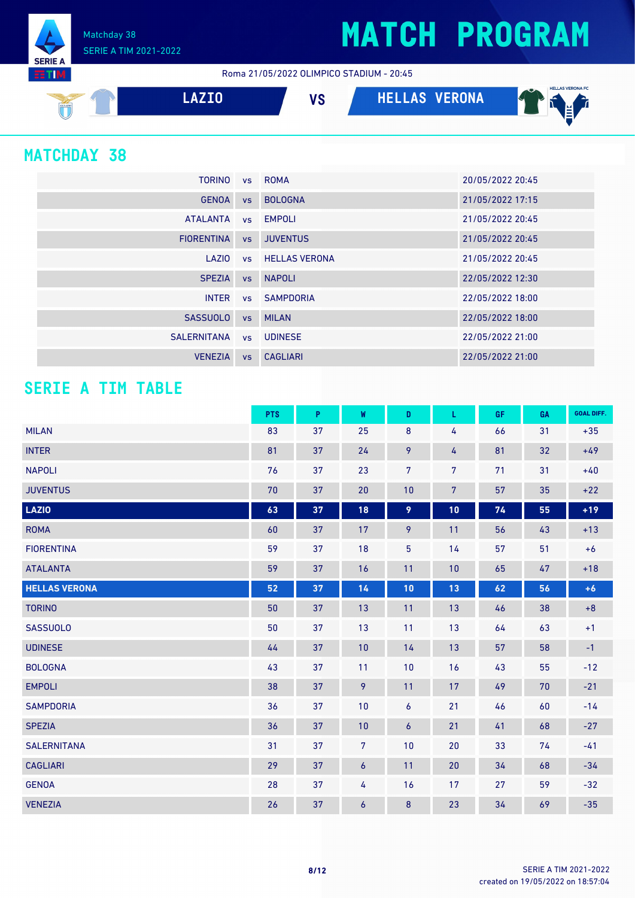Matchday 38
SERIE A TIM 2021-2022

# MATCH PROGRAM

Roma 21/05/2022 OLIMPICO STADIUM - 20:45

**LAZIO** VS **HELLAS VERONA**

## MATCHDAY 38

| | | | |
|---|---|---|---|
| TORINO | vs | ROMA | 20/05/2022 20:45 |
| GENOA | vs | BOLOGNA | 21/05/2022 17:15 |
| ATALANTA | vs | EMPOLI | 21/05/2022 20:45 |
| FIORENTINA | vs | JUVENTUS | 21/05/2022 20:45 |
| LAZIO | vs | HELLAS VERONA | 21/05/2022 20:45 |
| SPEZIA | vs | NAPOLI | 22/05/2022 12:30 |
| INTER | vs | SAMPDORIA | 22/05/2022 18:00 |
| SASSUOLO | vs | MILAN | 22/05/2022 18:00 |
| SALERNITANA | vs | UDINESE | 22/05/2022 21:00 |
| VENEZIA | vs | CAGLIARI | 22/05/2022 21:00 |

## SERIE A TIM TABLE

| | PTS | P | W | D | L | GF | GA | GOAL DIFF. |
|---|---|---|---|---|---|---|---|---|
| MILAN | 83 | 37 | 25 | 8 | 4 | 66 | 31 | +35 |
| INTER | 81 | 37 | 24 | 9 | 4 | 81 | 32 | +49 |
| NAPOLI | 76 | 37 | 23 | 7 | 7 | 71 | 31 | +40 |
| JUVENTUS | 70 | 37 | 20 | 10 | 7 | 57 | 35 | +22 |
| **LAZIO** | **63** | **37** | **18** | **9** | **10** | **74** | **55** | **+19** |
| ROMA | 60 | 37 | 17 | 9 | 11 | 56 | 43 | +13 |
| FIORENTINA | 59 | 37 | 18 | 5 | 14 | 57 | 51 | +6 |
| ATALANTA | 59 | 37 | 16 | 11 | 10 | 65 | 47 | +18 |
| **HELLAS VERONA** | **52** | **37** | **14** | **10** | **13** | **62** | **56** | **+6** |
| TORINO | 50 | 37 | 13 | 11 | 13 | 46 | 38 | +8 |
| SASSUOLO | 50 | 37 | 13 | 11 | 13 | 64 | 63 | +1 |
| UDINESE | 44 | 37 | 10 | 14 | 13 | 57 | 58 | -1 |
| BOLOGNA | 43 | 37 | 11 | 10 | 16 | 43 | 55 | -12 |
| EMPOLI | 38 | 37 | 9 | 11 | 17 | 49 | 70 | -21 |
| SAMPDORIA | 36 | 37 | 10 | 6 | 21 | 46 | 60 | -14 |
| SPEZIA | 36 | 37 | 10 | 6 | 21 | 41 | 68 | -27 |
| SALERNITANA | 31 | 37 | 7 | 10 | 20 | 33 | 74 | -41 |
| CAGLIARI | 29 | 37 | 6 | 11 | 20 | 34 | 68 | -34 |
| GENOA | 28 | 37 | 4 | 16 | 17 | 27 | 59 | -32 |
| VENEZIA | 26 | 37 | 6 | 8 | 23 | 34 | 69 | -35 |

created on 19/05/2022 on 18:57:04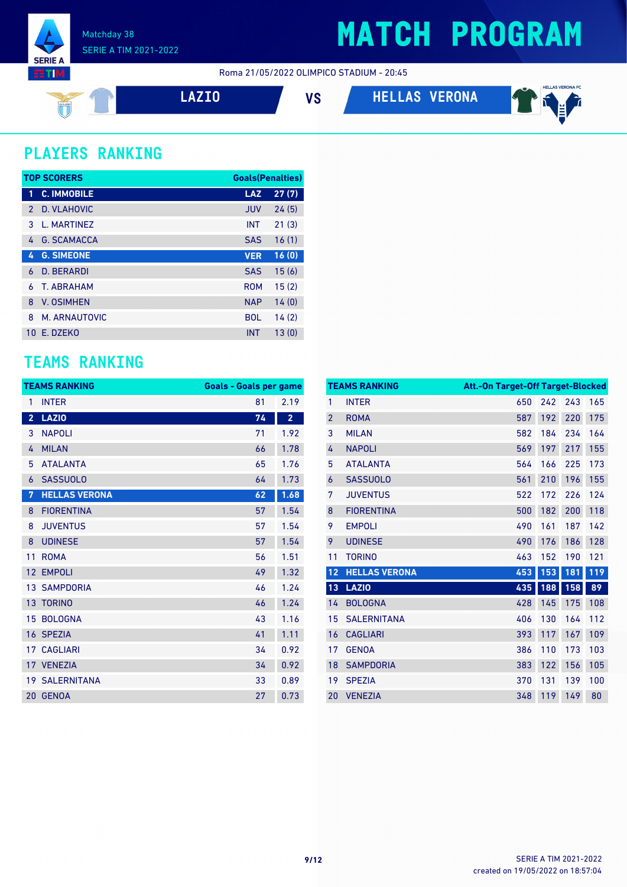# MATCH PROGRAM

Matchday 38
SERIE A TIM 2021-2022

Roma 21/05/2022 OLIMPICO STADIUM - 20:45

**LAZIO** VS **HELLAS VERONA**

## PLAYERS RANKING

| | TOP SCORERS | | Goals(Penalties) |
|---|---|---|---|
| 1 | C. IMMOBILE | LAZ | 27 (7) |
| 2 | D. VLAHOVIC | JUV | 24 (5) |
| 3 | L. MARTINEZ | INT | 21 (3) |
| 4 | G. SCAMACCA | SAS | 16 (1) |
| 4 | G. SIMEONE | VER | 16 (0) |
| 6 | D. BERARDI | SAS | 15 (6) |
| 6 | T. ABRAHAM | ROM | 15 (2) |
| 8 | V. OSIMHEN | NAP | 14 (0) |
| 8 | M. ARNAUTOVIC | BOL | 14 (2) |
| 10 | E. DZEKO | INT | 13 (0) |

## TEAMS RANKING

| | TEAMS RANKING | Goals | Goals per game |
|---|---|---|---|
| 1 | INTER | 81 | 2.19 |
| 2 | LAZIO | 74 | 2 |
| 3 | NAPOLI | 71 | 1.92 |
| 4 | MILAN | 66 | 1.78 |
| 5 | ATALANTA | 65 | 1.76 |
| 6 | SASSUOLO | 64 | 1.73 |
| 7 | HELLAS VERONA | 62 | 1.68 |
| 8 | FIORENTINA | 57 | 1.54 |
| 8 | JUVENTUS | 57 | 1.54 |
| 8 | UDINESE | 57 | 1.54 |
| 11 | ROMA | 56 | 1.51 |
| 12 | EMPOLI | 49 | 1.32 |
| 13 | SAMPDORIA | 46 | 1.24 |
| 13 | TORINO | 46 | 1.24 |
| 15 | BOLOGNA | 43 | 1.16 |
| 16 | SPEZIA | 41 | 1.11 |
| 17 | CAGLIARI | 34 | 0.92 |
| 17 | VENEZIA | 34 | 0.92 |
| 19 | SALERNITANA | 33 | 0.89 |
| 20 | GENOA | 27 | 0.73 |

| | TEAMS RANKING | Att. | On Target | Off Target | Blocked |
|---|---|---|---|---|---|
| 1 | INTER | 650 | 242 | 243 | 165 |
| 2 | ROMA | 587 | 192 | 220 | 175 |
| 3 | MILAN | 582 | 184 | 234 | 164 |
| 4 | NAPOLI | 569 | 197 | 217 | 155 |
| 5 | ATALANTA | 564 | 166 | 225 | 173 |
| 6 | SASSUOLO | 561 | 210 | 196 | 155 |
| 7 | JUVENTUS | 522 | 172 | 226 | 124 |
| 8 | FIORENTINA | 500 | 182 | 200 | 118 |
| 9 | EMPOLI | 490 | 161 | 187 | 142 |
| 9 | UDINESE | 490 | 176 | 186 | 128 |
| 11 | TORINO | 463 | 152 | 190 | 121 |
| 12 | HELLAS VERONA | 453 | 153 | 181 | 119 |
| 13 | LAZIO | 435 | 188 | 158 | 89 |
| 14 | BOLOGNA | 428 | 145 | 175 | 108 |
| 15 | SALERNITANA | 406 | 130 | 164 | 112 |
| 16 | CAGLIARI | 393 | 117 | 167 | 109 |
| 17 | GENOA | 386 | 110 | 173 | 103 |
| 18 | SAMPDORIA | 383 | 122 | 156 | 105 |
| 19 | SPEZIA | 370 | 131 | 139 | 100 |
| 20 | VENEZIA | 348 | 119 | 149 | 80 |

SERIE A TIM 2021-2022
created on 19/05/2022 on 18:57:04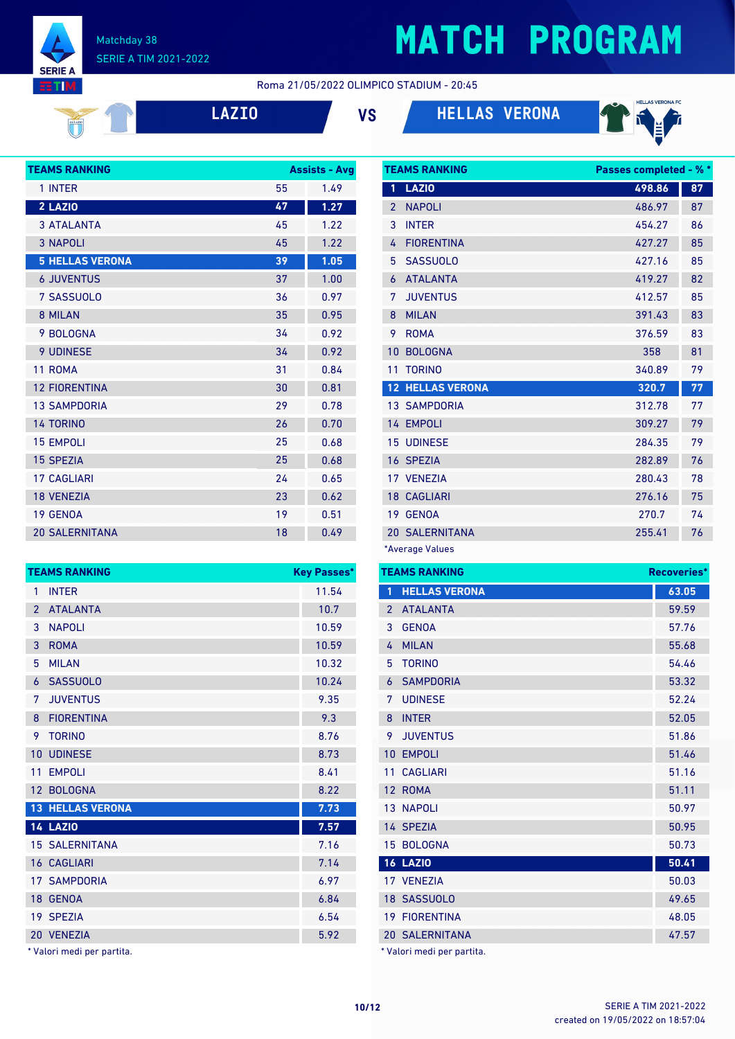Matchday 38
SERIE A TIM 2021-2022

# MATCH PROGRAM

Roma 21/05/2022 OLIMPICO STADIUM - 20:45

**LAZIO** VS **HELLAS VERONA**

| TEAMS RANKING | Assists | Avg |
|---|---|---|
| 1 INTER | 55 | 1.49 |
| **2 LAZIO** | **47** | **1.27** |
| 3 ATALANTA | 45 | 1.22 |
| 3 NAPOLI | 45 | 1.22 |
| **5 HELLAS VERONA** | **39** | **1.05** |
| 6 JUVENTUS | 37 | 1.00 |
| 7 SASSUOLO | 36 | 0.97 |
| 8 MILAN | 35 | 0.95 |
| 9 BOLOGNA | 34 | 0.92 |
| 9 UDINESE | 34 | 0.92 |
| 11 ROMA | 31 | 0.84 |
| 12 FIORENTINA | 30 | 0.81 |
| 13 SAMPDORIA | 29 | 0.78 |
| 14 TORINO | 26 | 0.70 |
| 15 EMPOLI | 25 | 0.68 |
| 15 SPEZIA | 25 | 0.68 |
| 17 CAGLIARI | 24 | 0.65 |
| 18 VENEZIA | 23 | 0.62 |
| 19 GENOA | 19 | 0.51 |
| 20 SALERNITANA | 18 | 0.49 |

| TEAMS RANKING | Passes completed* | %* |
|---|---|---|
| **1 LAZIO** | **498.86** | **87** |
| 2 NAPOLI | 486.97 | 87 |
| 3 INTER | 454.27 | 86 |
| 4 FIORENTINA | 427.27 | 85 |
| 5 SASSUOLO | 427.16 | 85 |
| 6 ATALANTA | 419.27 | 82 |
| 7 JUVENTUS | 412.57 | 85 |
| 8 MILAN | 391.43 | 83 |
| 9 ROMA | 376.59 | 83 |
| 10 BOLOGNA | 358 | 81 |
| 11 TORINO | 340.89 | 79 |
| **12 HELLAS VERONA** | **320.7** | **77** |
| 13 SAMPDORIA | 312.78 | 77 |
| 14 EMPOLI | 309.27 | 79 |
| 15 UDINESE | 284.35 | 79 |
| 16 SPEZIA | 282.89 | 76 |
| 17 VENEZIA | 280.43 | 78 |
| 18 CAGLIARI | 276.16 | 75 |
| 19 GENOA | 270.7 | 74 |
| 20 SALERNITANA | 255.41 | 76 |

*Average Values

| TEAMS RANKING | Key Passes* |
|---|---|
| 1 INTER | 11.54 |
| 2 ATALANTA | 10.7 |
| 3 NAPOLI | 10.59 |
| 3 ROMA | 10.59 |
| 5 MILAN | 10.32 |
| 6 SASSUOLO | 10.24 |
| 7 JUVENTUS | 9.35 |
| 8 FIORENTINA | 9.3 |
| 9 TORINO | 8.76 |
| 10 UDINESE | 8.73 |
| 11 EMPOLI | 8.41 |
| 12 BOLOGNA | 8.22 |
| **13 HELLAS VERONA** | **7.73** |
| **14 LAZIO** | **7.57** |
| 15 SALERNITANA | 7.16 |
| 16 CAGLIARI | 7.14 |
| 17 SAMPDORIA | 6.97 |
| 18 GENOA | 6.84 |
| 19 SPEZIA | 6.54 |
| 20 VENEZIA | 5.92 |

* Valori medi per partita.

| TEAMS RANKING | Recoveries* |
|---|---|
| **1 HELLAS VERONA** | **63.05** |
| 2 ATALANTA | 59.59 |
| 3 GENOA | 57.76 |
| 4 MILAN | 55.68 |
| 5 TORINO | 54.46 |
| 6 SAMPDORIA | 53.32 |
| 7 UDINESE | 52.24 |
| 8 INTER | 52.05 |
| 9 JUVENTUS | 51.86 |
| 10 EMPOLI | 51.46 |
| 11 CAGLIARI | 51.16 |
| 12 ROMA | 51.11 |
| 13 NAPOLI | 50.97 |
| 14 SPEZIA | 50.95 |
| 15 BOLOGNA | 50.73 |
| **16 LAZIO** | **50.41** |
| 17 VENEZIA | 50.03 |
| 18 SASSUOLO | 49.65 |
| 19 FIORENTINA | 48.05 |
| 20 SALERNITANA | 47.57 |

* Valori medi per partita.

SERIE A TIM 2021-2022
created on 19/05/2022 on 18:57:04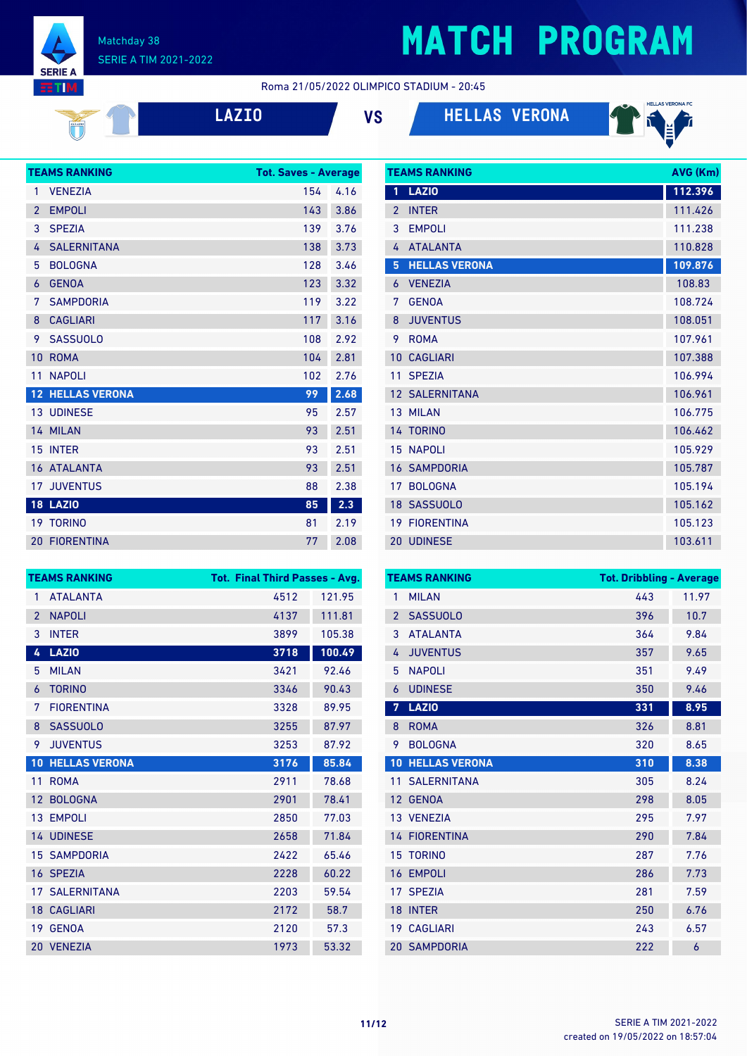# MATCH PROGRAM

Matchday 38
SERIE A TIM 2021-2022

Roma 21/05/2022 OLIMPICO STADIUM - 20:45

**LAZIO** VS **HELLAS VERONA**

| TEAMS RANKING | Tot. Saves | Average |
|---|---|---|
| 1 VENEZIA | 154 | 4.16 |
| 2 EMPOLI | 143 | 3.86 |
| 3 SPEZIA | 139 | 3.76 |
| 4 SALERNITANA | 138 | 3.73 |
| 5 BOLOGNA | 128 | 3.46 |
| 6 GENOA | 123 | 3.32 |
| 7 SAMPDORIA | 119 | 3.22 |
| 8 CAGLIARI | 117 | 3.16 |
| 9 SASSUOLO | 108 | 2.92 |
| 10 ROMA | 104 | 2.81 |
| 11 NAPOLI | 102 | 2.76 |
| **12 HELLAS VERONA** | **99** | **2.68** |
| 13 UDINESE | 95 | 2.57 |
| 14 MILAN | 93 | 2.51 |
| 15 INTER | 93 | 2.51 |
| 16 ATALANTA | 93 | 2.51 |
| 17 JUVENTUS | 88 | 2.38 |
| **18 LAZIO** | **85** | **2.3** |
| 19 TORINO | 81 | 2.19 |
| 20 FIORENTINA | 77 | 2.08 |

| TEAMS RANKING | AVG (Km) |
|---|---|
| **1 LAZIO** | **112.396** |
| 2 INTER | 111.426 |
| 3 EMPOLI | 111.238 |
| 4 ATALANTA | 110.828 |
| **5 HELLAS VERONA** | **109.876** |
| 6 VENEZIA | 108.83 |
| 7 GENOA | 108.724 |
| 8 JUVENTUS | 108.051 |
| 9 ROMA | 107.961 |
| 10 CAGLIARI | 107.388 |
| 11 SPEZIA | 106.994 |
| 12 SALERNITANA | 106.961 |
| 13 MILAN | 106.775 |
| 14 TORINO | 106.462 |
| 15 NAPOLI | 105.929 |
| 16 SAMPDORIA | 105.787 |
| 17 BOLOGNA | 105.194 |
| 18 SASSUOLO | 105.162 |
| 19 FIORENTINA | 105.123 |
| 20 UDINESE | 103.611 |

| TEAMS RANKING | Tot. Final Third Passes | Avg. |
|---|---|---|
| 1 ATALANTA | 4512 | 121.95 |
| 2 NAPOLI | 4137 | 111.81 |
| 3 INTER | 3899 | 105.38 |
| **4 LAZIO** | **3718** | **100.49** |
| 5 MILAN | 3421 | 92.46 |
| 6 TORINO | 3346 | 90.43 |
| 7 FIORENTINA | 3328 | 89.95 |
| 8 SASSUOLO | 3255 | 87.97 |
| 9 JUVENTUS | 3253 | 87.92 |
| **10 HELLAS VERONA** | **3176** | **85.84** |
| 11 ROMA | 2911 | 78.68 |
| 12 BOLOGNA | 2901 | 78.41 |
| 13 EMPOLI | 2850 | 77.03 |
| 14 UDINESE | 2658 | 71.84 |
| 15 SAMPDORIA | 2422 | 65.46 |
| 16 SPEZIA | 2228 | 60.22 |
| 17 SALERNITANA | 2203 | 59.54 |
| 18 CAGLIARI | 2172 | 58.7 |
| 19 GENOA | 2120 | 57.3 |
| 20 VENEZIA | 1973 | 53.32 |

| TEAMS RANKING | Tot. Dribbling | Average |
|---|---|---|
| 1 MILAN | 443 | 11.97 |
| 2 SASSUOLO | 396 | 10.7 |
| 3 ATALANTA | 364 | 9.84 |
| 4 JUVENTUS | 357 | 9.65 |
| 5 NAPOLI | 351 | 9.49 |
| 6 UDINESE | 350 | 9.46 |
| **7 LAZIO** | **331** | **8.95** |
| 8 ROMA | 326 | 8.81 |
| 9 BOLOGNA | 320 | 8.65 |
| **10 HELLAS VERONA** | **310** | **8.38** |
| 11 SALERNITANA | 305 | 8.24 |
| 12 GENOA | 298 | 8.05 |
| 13 VENEZIA | 295 | 7.97 |
| 14 FIORENTINA | 290 | 7.84 |
| 15 TORINO | 287 | 7.76 |
| 16 EMPOLI | 286 | 7.73 |
| 17 SPEZIA | 281 | 7.59 |
| 18 INTER | 250 | 6.76 |
| 19 CAGLIARI | 243 | 6.57 |
| 20 SAMPDORIA | 222 | 6 |

SERIE A TIM 2021-2022
created on 19/05/2022 on 18:57:04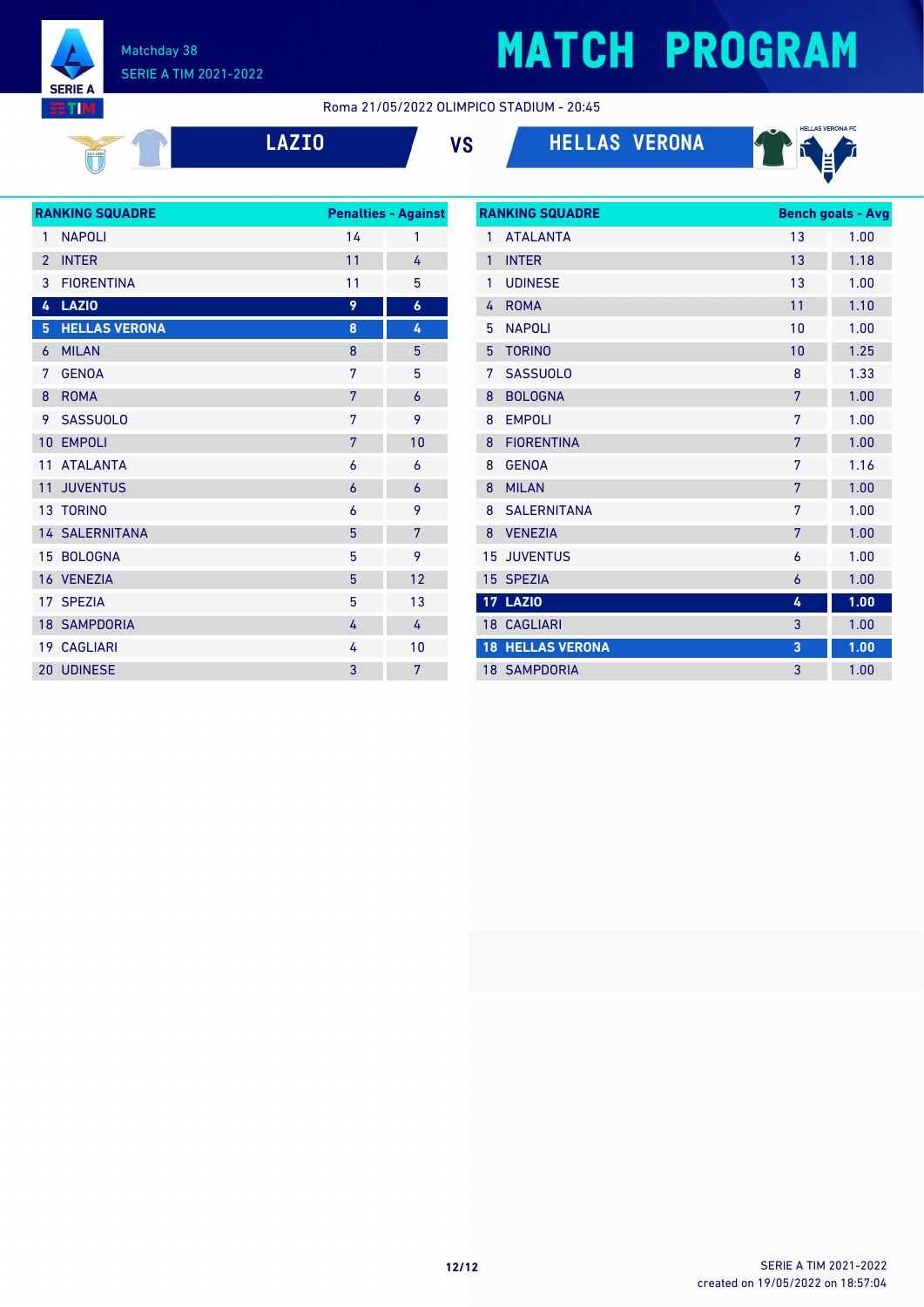# MATCH PROGRAM

Matchday 38
SERIE A TIM 2021-2022

Roma 21/05/2022 OLIMPICO STADIUM - 20:45

## LAZIO VS HELLAS VERONA

| RANKING SQUADRE | | Penalties | Against |
|---|---|---|---|
| 1 | NAPOLI | 14 | 1 |
| 2 | INTER | 11 | 4 |
| 3 | FIORENTINA | 11 | 5 |
| **4** | **LAZIO** | **9** | **6** |
| **5** | **HELLAS VERONA** | **8** | **4** |
| 6 | MILAN | 8 | 5 |
| 7 | GENOA | 7 | 5 |
| 8 | ROMA | 7 | 6 |
| 9 | SASSUOLO | 7 | 9 |
| 10 | EMPOLI | 7 | 10 |
| 11 | ATALANTA | 6 | 6 |
| 11 | JUVENTUS | 6 | 6 |
| 13 | TORINO | 6 | 9 |
| 14 | SALERNITANA | 5 | 7 |
| 15 | BOLOGNA | 5 | 9 |
| 16 | VENEZIA | 5 | 12 |
| 17 | SPEZIA | 5 | 13 |
| 18 | SAMPDORIA | 4 | 4 |
| 19 | CAGLIARI | 4 | 10 |
| 20 | UDINESE | 3 | 7 |

| RANKING SQUADRE | | Bench goals | Avg |
|---|---|---|---|
| 1 | ATALANTA | 13 | 1.00 |
| 1 | INTER | 13 | 1.18 |
| 1 | UDINESE | 13 | 1.00 |
| 4 | ROMA | 11 | 1.10 |
| 5 | NAPOLI | 10 | 1.00 |
| 5 | TORINO | 10 | 1.25 |
| 7 | SASSUOLO | 8 | 1.33 |
| 8 | BOLOGNA | 7 | 1.00 |
| 8 | EMPOLI | 7 | 1.00 |
| 8 | FIORENTINA | 7 | 1.00 |
| 8 | GENOA | 7 | 1.16 |
| 8 | MILAN | 7 | 1.00 |
| 8 | SALERNITANA | 7 | 1.00 |
| 8 | VENEZIA | 7 | 1.00 |
| 15 | JUVENTUS | 6 | 1.00 |
| 15 | SPEZIA | 6 | 1.00 |
| **17** | **LAZIO** | **4** | **1.00** |
| 18 | CAGLIARI | 3 | 1.00 |
| **18** | **HELLAS VERONA** | **3** | **1.00** |
| 18 | SAMPDORIA | 3 | 1.00 |

SERIE A TIM 2021-2022
created on 19/05/2022 on 18:57:04